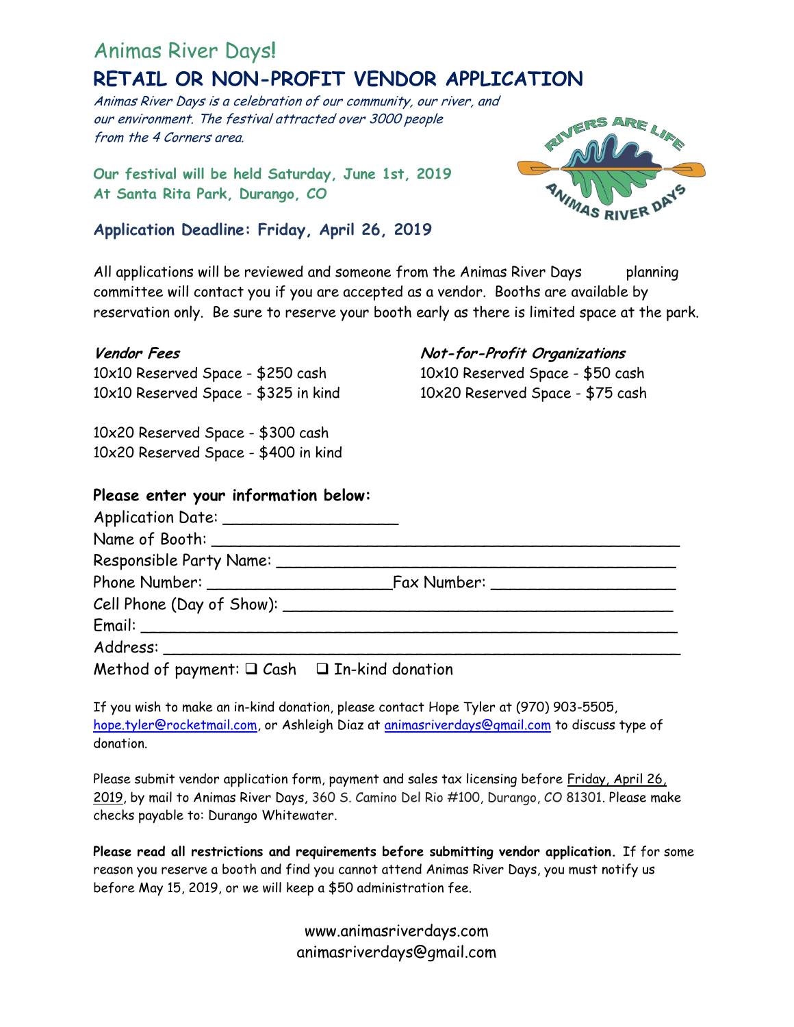# Animas River Days!

## RETAIL OR NON-PROFIT VENDOR APPLICATION

*Animas River Days is a celebration of our community, our river, and our environment. The festival attracted over 3000 people from the 4 Corners area.*

**Our festival will be held Saturday, June 1st, 2019**
**At Santa Rita Park, Durango, CO**

**Application Deadline: Friday, April 26, 2019**

All applications will be reviewed and someone from the Animas River Days planning committee will contact you if you are accepted as a vendor. Booths are available by reservation only. Be sure to reserve your booth early as there is limited space at the park.

***Vendor Fees***
10x10 Reserved Space - $250 cash
10x10 Reserved Space - $325 in kind

10x20 Reserved Space - $300 cash
10x20 Reserved Space - $400 in kind

***Not-for-Profit Organizations***
10x10 Reserved Space - $50 cash
10x20 Reserved Space - $75 cash

**Please enter your information below:**

Application Date: ___________________
Name of Booth: ___________________
Responsible Party Name: ___________________
Phone Number: ___________________ Fax Number: ___________________
Cell Phone (Day of Show): ___________________
Email: ___________________
Address: ___________________
Method of payment: ☐ Cash ☐ In-kind donation

If you wish to make an in-kind donation, please contact Hope Tyler at (970) 903-5505, hope.tyler@rocketmail.com, or Ashleigh Diaz at animasriverdays@gmail.com to discuss type of donation.

Please submit vendor application form, payment and sales tax licensing before Friday, April 26, 2019, by mail to Animas River Days, 360 S. Camino Del Rio #100, Durango, CO 81301. Please make checks payable to: Durango Whitewater.

**Please read all restrictions and requirements before submitting vendor application.** If for some reason you reserve a booth and find you cannot attend Animas River Days, you must notify us before May 15, 2019, or we will keep a $50 administration fee.

www.animasriverdays.com
animasriverdays@gmail.com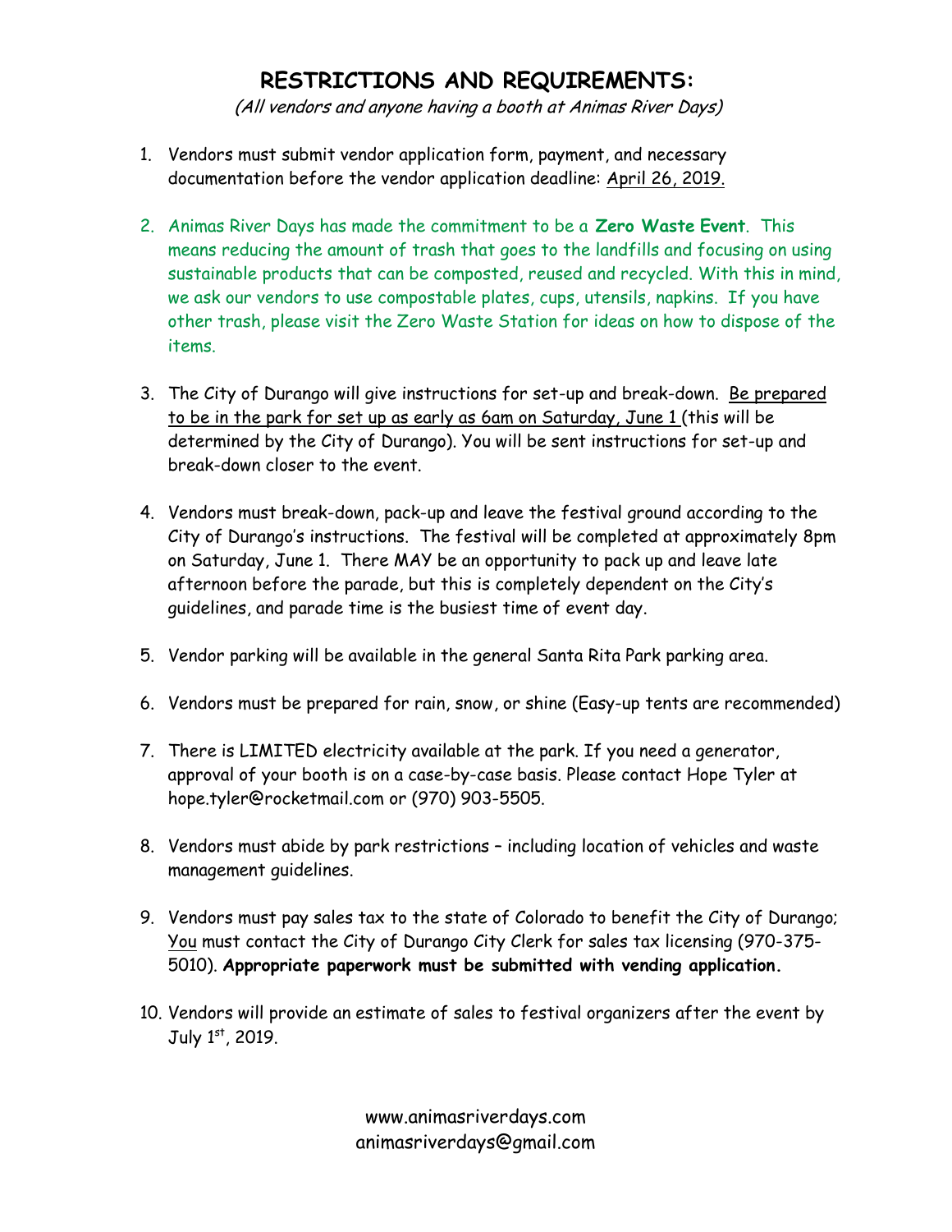## RESTRICTIONS AND REQUIREMENTS:

*(All vendors and anyone having a booth at Animas River Days)*

1. Vendors must submit vendor application form, payment, and necessary documentation before the vendor application deadline: April 26, 2019.

2. Animas River Days has made the commitment to be a **Zero Waste Event**. This means reducing the amount of trash that goes to the landfills and focusing on using sustainable products that can be composted, reused and recycled. With this in mind, we ask our vendors to use compostable plates, cups, utensils, napkins. If you have other trash, please visit the Zero Waste Station for ideas on how to dispose of the items.

3. The City of Durango will give instructions for set-up and break-down. Be prepared to be in the park for set up as early as 6am on Saturday, June 1 (this will be determined by the City of Durango). You will be sent instructions for set-up and break-down closer to the event.

4. Vendors must break-down, pack-up and leave the festival ground according to the City of Durango's instructions. The festival will be completed at approximately 8pm on Saturday, June 1. There MAY be an opportunity to pack up and leave late afternoon before the parade, but this is completely dependent on the City's guidelines, and parade time is the busiest time of event day.

5. Vendor parking will be available in the general Santa Rita Park parking area.

6. Vendors must be prepared for rain, snow, or shine (Easy-up tents are recommended)

7. There is LIMITED electricity available at the park. If you need a generator, approval of your booth is on a case-by-case basis. Please contact Hope Tyler at hope.tyler@rocketmail.com or (970) 903-5505.

8. Vendors must abide by park restrictions – including location of vehicles and waste management guidelines.

9. Vendors must pay sales tax to the state of Colorado to benefit the City of Durango; You must contact the City of Durango City Clerk for sales tax licensing (970-375-5010). **Appropriate paperwork must be submitted with vending application.**

10. Vendors will provide an estimate of sales to festival organizers after the event by July 1st, 2019.

www.animasriverdays.com
animasriverdays@gmail.com